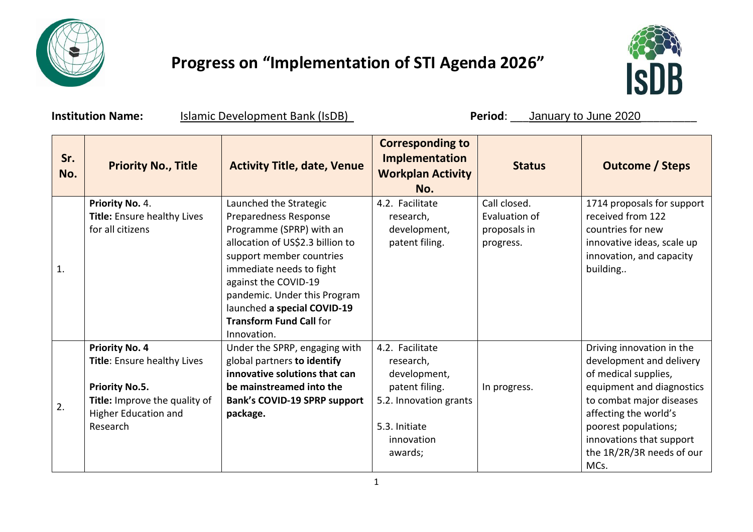# Progress on "Implementation of STI Agenda 2026"

**Institution Name:** Islamic Development Bank (IsDB) **Period**: January to June 2020

| Sr. No. | Priority No., Title | Activity Title, date, Venue | Corresponding to Implementation Workplan Activity No. | Status | Outcome / Steps |
|---|---|---|---|---|---|
| 1. | **Priority No.** 4. **Title:** Ensure healthy Lives for all citizens | Launched the Strategic Preparedness Response Programme (SPRP) with an allocation of US$2.3 billion to support member countries immediate needs to fight against the COVID-19 pandemic. Under this Program launched **a special COVID-19 Transform Fund Call** for Innovation. | 4.2. Facilitate research, development, patent filing. | Call closed. Evaluation of proposals in progress. | 1714 proposals for support received from 122 countries for new innovative ideas, scale up innovation, and capacity building.. |
| 2. | **Priority No. 4** **Title**: Ensure healthy Lives<br><br>**Priority No.5.** **Title:** Improve the quality of Higher Education and Research | Under the SPRP, engaging with global partners **to identify innovative solutions that can be mainstreamed into the Bank's COVID-19 SPRP support package.** | 4.2. Facilitate research, development, patent filing.<br>5.2. Innovation grants<br><br>5.3. Initiate innovation awards; | In progress. | Driving innovation in the development and delivery of medical supplies, equipment and diagnostics to combat major diseases affecting the world's poorest populations; innovations that support the 1R/2R/3R needs of our MCs. |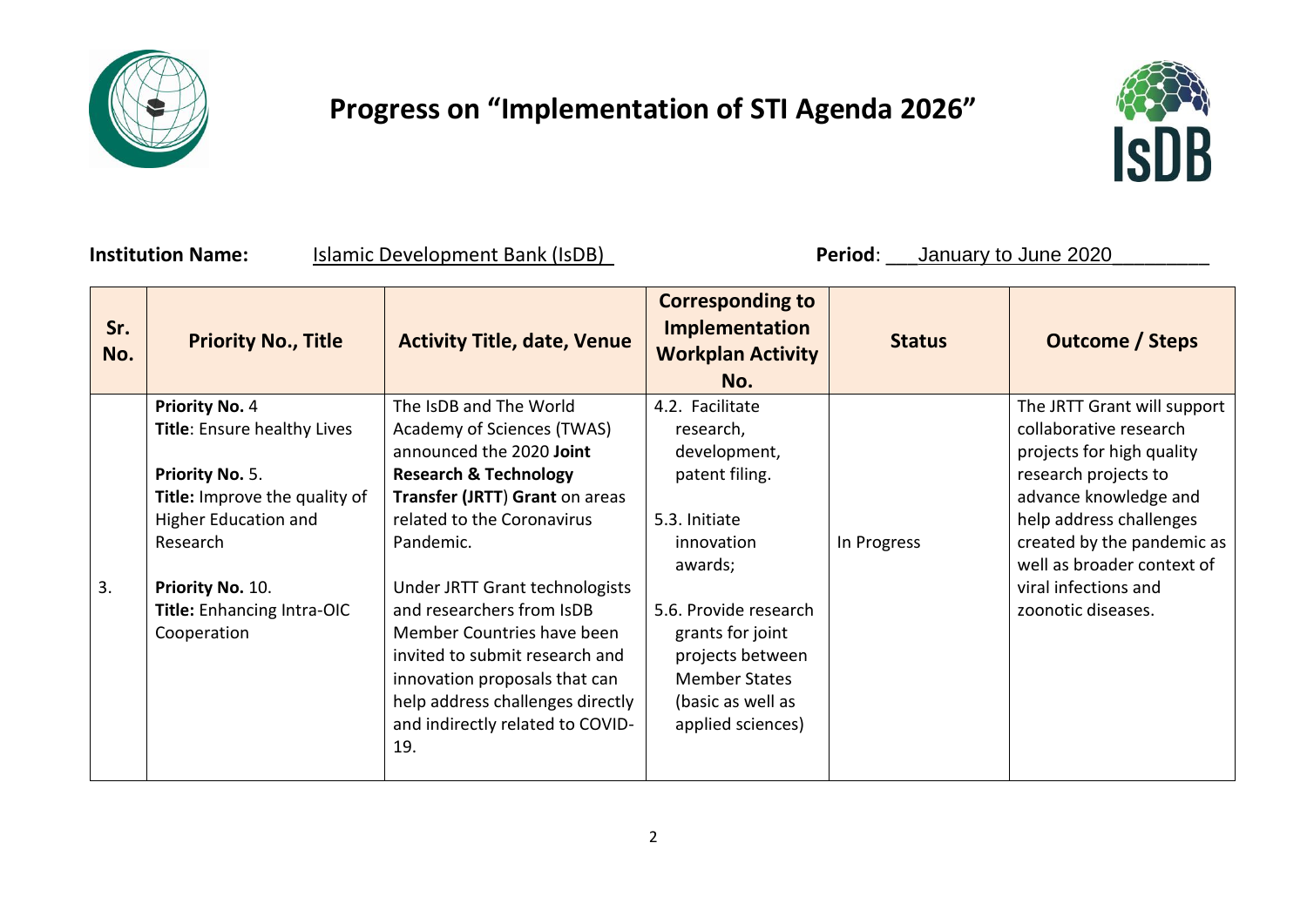# Progress on "Implementation of STI Agenda 2026"

**Institution Name:** Islamic Development Bank (IsDB) **Period**: January to June 2020

| Sr. No. | Priority No., Title | Activity Title, date, Venue | Corresponding to Implementation Workplan Activity No. | Status | Outcome / Steps |
|---|---|---|---|---|---|
| 3. | **Priority No.** 4<br>**Title**: Ensure healthy Lives<br><br>**Priority No.** 5.<br>**Title:** Improve the quality of Higher Education and Research<br><br>**Priority No.** 10.<br>**Title:** Enhancing Intra-OIC Cooperation | The IsDB and The World Academy of Sciences (TWAS) announced the 2020 **Joint Research & Technology Transfer (JRTT) Grant** on areas related to the Coronavirus Pandemic.<br><br>Under JRTT Grant technologists and researchers from IsDB Member Countries have been invited to submit research and innovation proposals that can help address challenges directly and indirectly related to COVID-19. | 4.2. Facilitate research, development, patent filing.<br><br>5.3. Initiate innovation awards;<br><br>5.6. Provide research grants for joint projects between Member States (basic as well as applied sciences) | In Progress | The JRTT Grant will support collaborative research projects for high quality research projects to advance knowledge and help address challenges created by the pandemic as well as broader context of viral infections and zoonotic diseases. |